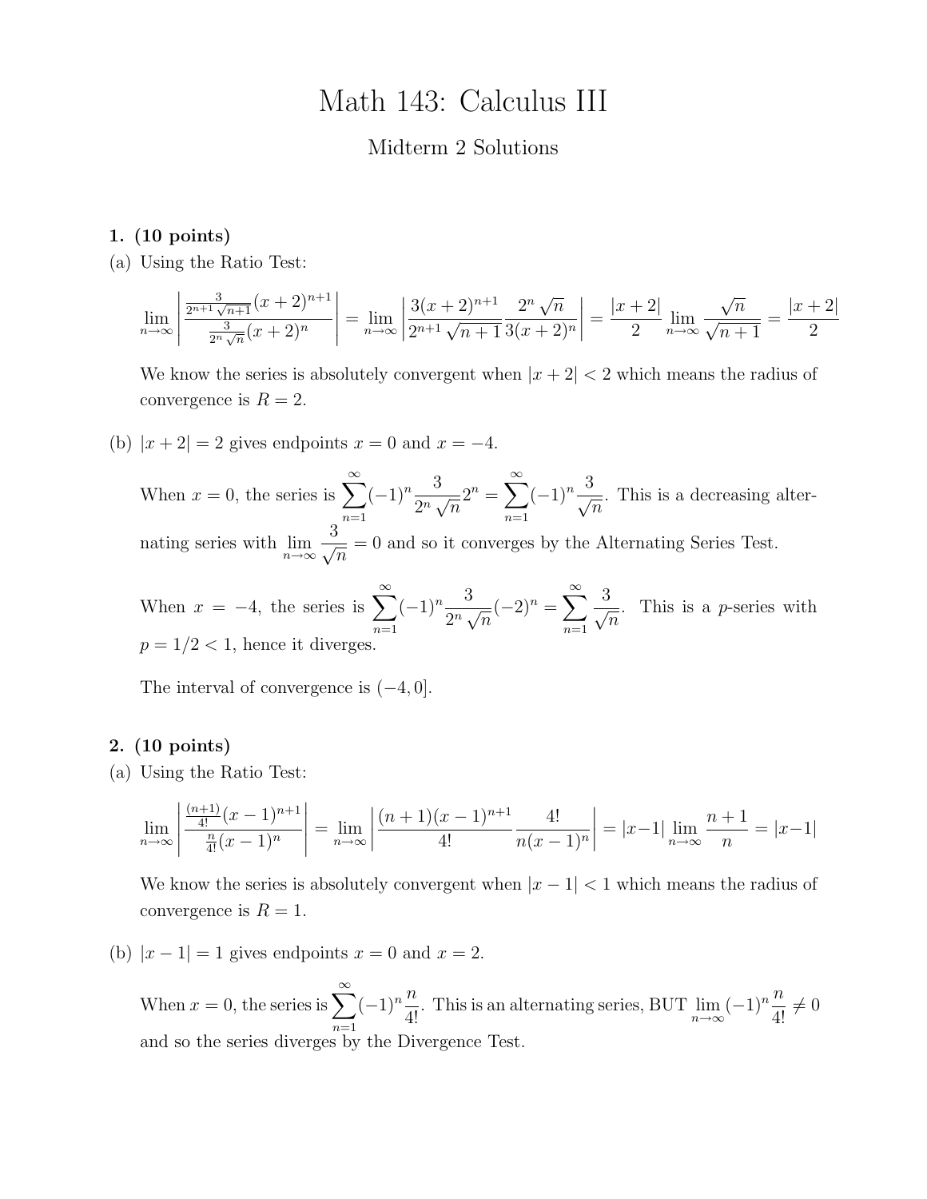# Math 143: Calculus III

## Midterm 2 Solutions

**1. (10 points)**

(a) Using the Ratio Test:

$$\lim_{n\to\infty}\left|\frac{\frac{3}{2^{n+1}\sqrt{n+1}}(x+2)^{n+1}}{\frac{3}{2^n\sqrt{n}}(x+2)^n}\right| = \lim_{n\to\infty}\left|\frac{3(x+2)^{n+1}}{2^{n+1}\sqrt{n+1}}\frac{2^n\sqrt{n}}{3(x+2)^n}\right| = \frac{|x+2|}{2}\lim_{n\to\infty}\frac{\sqrt{n}}{\sqrt{n+1}} = \frac{|x+2|}{2}$$

We know the series is absolutely convergent when $|x+2| < 2$ which means the radius of convergence is $R = 2$.

(b) $|x+2| = 2$ gives endpoints $x = 0$ and $x = -4$.

When $x = 0$, the series is $\displaystyle\sum_{n=1}^{\infty}(-1)^n\frac{3}{2^n\sqrt{n}}2^n = \sum_{n=1}^{\infty}(-1)^n\frac{3}{\sqrt{n}}$. This is a decreasing alternating series with $\displaystyle\lim_{n\to\infty}\frac{3}{\sqrt{n}} = 0$ and so it converges by the Alternating Series Test.

When $x = -4$, the series is $\displaystyle\sum_{n=1}^{\infty}(-1)^n\frac{3}{2^n\sqrt{n}}(-2)^n = \sum_{n=1}^{\infty}\frac{3}{\sqrt{n}}$. This is a $p$-series with $p = 1/2 < 1$, hence it diverges.

The interval of convergence is $(-4, 0]$.

**2. (10 points)**

(a) Using the Ratio Test:

$$\lim_{n\to\infty}\left|\frac{\frac{(n+1)}{4!}(x-1)^{n+1}}{\frac{n}{4!}(x-1)^n}\right| = \lim_{n\to\infty}\left|\frac{(n+1)(x-1)^{n+1}}{4!}\frac{4!}{n(x-1)^n}\right| = |x-1|\lim_{n\to\infty}\frac{n+1}{n} = |x-1|$$

We know the series is absolutely convergent when $|x-1| < 1$ which means the radius of convergence is $R = 1$.

(b) $|x-1| = 1$ gives endpoints $x = 0$ and $x = 2$.

When $x = 0$, the series is $\displaystyle\sum_{n=1}^{\infty}(-1)^n\frac{n}{4!}$. This is an alternating series, BUT $\displaystyle\lim_{n\to\infty}(-1)^n\frac{n}{4!} \neq 0$ and so the series diverges by the Divergence Test.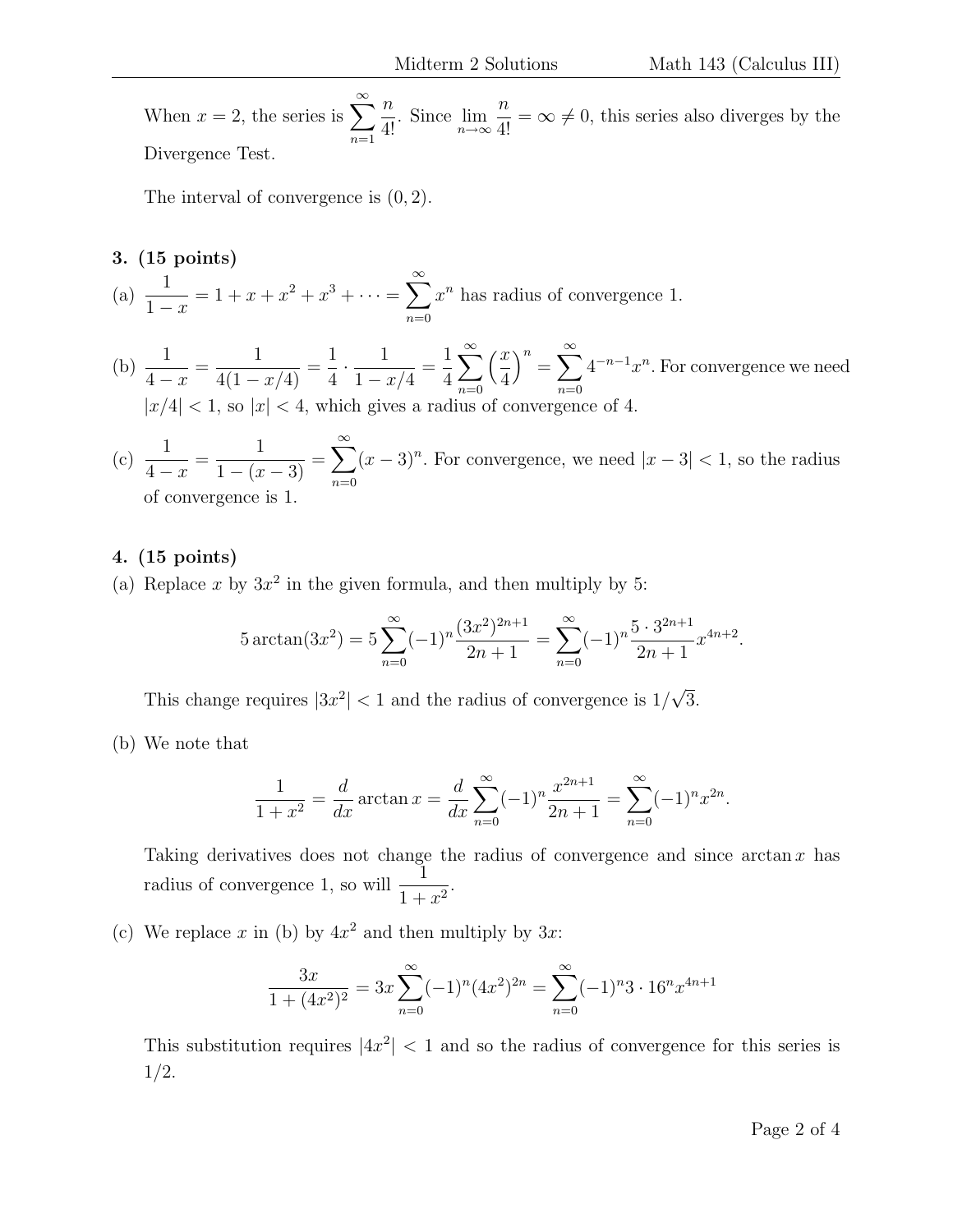When $x = 2$, the series is $\sum_{n=1}^{\infty} \frac{n}{4!}$. Since $\lim_{n\to\infty} \frac{n}{4!} = \infty \neq 0$, this series also diverges by the Divergence Test.

The interval of convergence is $(0, 2)$.

**3. (15 points)**

(a) $\frac{1}{1-x} = 1 + x + x^2 + x^3 + \cdots = \sum_{n=0}^{\infty} x^n$ has radius of convergence 1.

(b) $\frac{1}{4-x} = \frac{1}{4(1-x/4)} = \frac{1}{4} \cdot \frac{1}{1-x/4} = \frac{1}{4}\sum_{n=0}^{\infty}\left(\frac{x}{4}\right)^n = \sum_{n=0}^{\infty} 4^{-n-1}x^n$. For convergence we need $|x/4| < 1$, so $|x| < 4$, which gives a radius of convergence of 4.

(c) $\frac{1}{4-x} = \frac{1}{1-(x-3)} = \sum_{n=0}^{\infty}(x-3)^n$. For convergence, we need $|x-3| < 1$, so the radius of convergence is 1.

**4. (15 points)**

(a) Replace $x$ by $3x^2$ in the given formula, and then multiply by 5:

$$5\arctan(3x^2) = 5\sum_{n=0}^{\infty}(-1)^n\frac{(3x^2)^{2n+1}}{2n+1} = \sum_{n=0}^{\infty}(-1)^n\frac{5 \cdot 3^{2n+1}}{2n+1}x^{4n+2}.$$

This change requires $|3x^2| < 1$ and the radius of convergence is $1/\sqrt{3}$.

(b) We note that

$$\frac{1}{1+x^2} = \frac{d}{dx}\arctan x = \frac{d}{dx}\sum_{n=0}^{\infty}(-1)^n\frac{x^{2n+1}}{2n+1} = \sum_{n=0}^{\infty}(-1)^n x^{2n}.$$

Taking derivatives does not change the radius of convergence and since $\arctan x$ has radius of convergence 1, so will $\frac{1}{1+x^2}$.

(c) We replace $x$ in (b) by $4x^2$ and then multiply by $3x$:

$$\frac{3x}{1+(4x^2)^2} = 3x\sum_{n=0}^{\infty}(-1)^n(4x^2)^{2n} = \sum_{n=0}^{\infty}(-1)^n 3 \cdot 16^n x^{4n+1}$$

This substitution requires $|4x^2| < 1$ and so the radius of convergence for this series is $1/2$.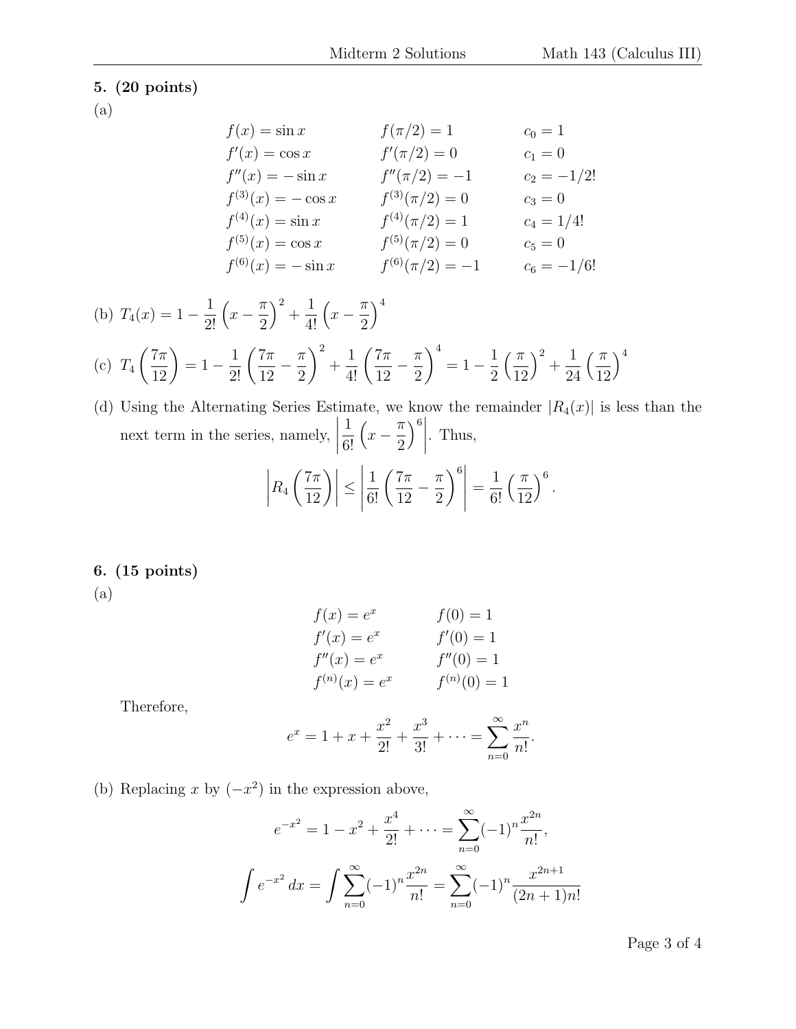**5. (20 points)**

(a)

$$
\begin{array}{lll}
f(x) = \sin x & f(\pi/2) = 1 & c_0 = 1 \\
f'(x) = \cos x & f'(\pi/2) = 0 & c_1 = 0 \\
f''(x) = -\sin x & f''(\pi/2) = -1 & c_2 = -1/2! \\
f^{(3)}(x) = -\cos x & f^{(3)}(\pi/2) = 0 & c_3 = 0 \\
f^{(4)}(x) = \sin x & f^{(4)}(\pi/2) = 1 & c_4 = 1/4! \\
f^{(5)}(x) = \cos x & f^{(5)}(\pi/2) = 0 & c_5 = 0 \\
f^{(6)}(x) = -\sin x & f^{(6)}(\pi/2) = -1 & c_6 = -1/6!
\end{array}
$$

(b) $T_4(x) = 1 - \dfrac{1}{2!}\left(x - \dfrac{\pi}{2}\right)^2 + \dfrac{1}{4!}\left(x - \dfrac{\pi}{2}\right)^4$

(c) $T_4\left(\dfrac{7\pi}{12}\right) = 1 - \dfrac{1}{2!}\left(\dfrac{7\pi}{12} - \dfrac{\pi}{2}\right)^2 + \dfrac{1}{4!}\left(\dfrac{7\pi}{12} - \dfrac{\pi}{2}\right)^4 = 1 - \dfrac{1}{2}\left(\dfrac{\pi}{12}\right)^2 + \dfrac{1}{24}\left(\dfrac{\pi}{12}\right)^4$

(d) Using the Alternating Series Estimate, we know the remainder $|R_4(x)|$ is less than the next term in the series, namely, $\left|\dfrac{1}{6!}\left(x - \dfrac{\pi}{2}\right)^6\right|$. Thus,

$$
\left|R_4\left(\frac{7\pi}{12}\right)\right| \leq \left|\frac{1}{6!}\left(\frac{7\pi}{12} - \frac{\pi}{2}\right)^6\right| = \frac{1}{6!}\left(\frac{\pi}{12}\right)^6.
$$

**6. (15 points)**

(a)

$$
\begin{array}{ll}
f(x) = e^x & f(0) = 1 \\
f'(x) = e^x & f'(0) = 1 \\
f''(x) = e^x & f''(0) = 1 \\
f^{(n)}(x) = e^x & f^{(n)}(0) = 1
\end{array}
$$

Therefore,

$$
e^x = 1 + x + \frac{x^2}{2!} + \frac{x^3}{3!} + \cdots = \sum_{n=0}^{\infty} \frac{x^n}{n!}.
$$

(b) Replacing $x$ by $(-x^2)$ in the expression above,

$$
e^{-x^2} = 1 - x^2 + \frac{x^4}{2!} + \cdots = \sum_{n=0}^{\infty} (-1)^n \frac{x^{2n}}{n!},
$$

$$
\int e^{-x^2}\,dx = \int \sum_{n=0}^{\infty} (-1)^n \frac{x^{2n}}{n!} = \sum_{n=0}^{\infty} (-1)^n \frac{x^{2n+1}}{(2n+1)n!}
$$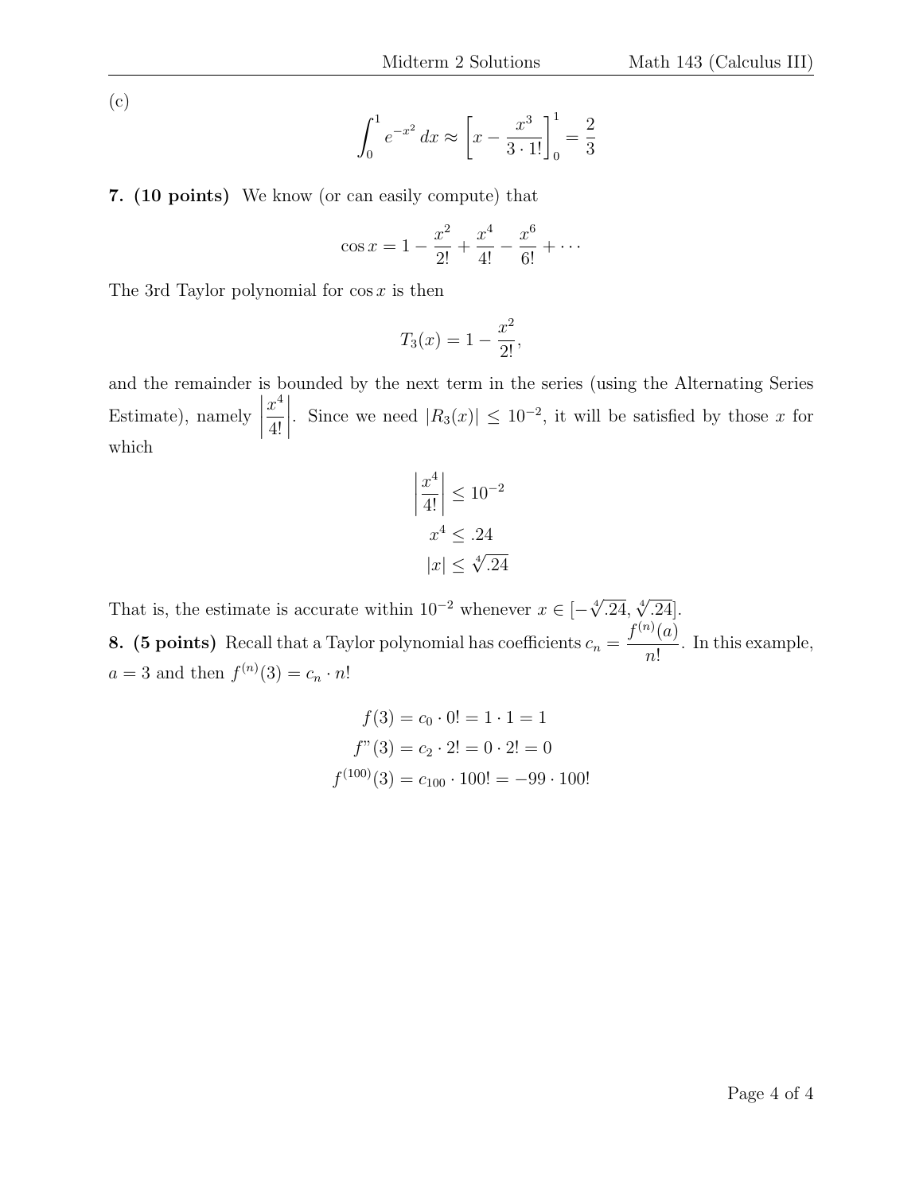(c)

$$\int_0^1 e^{-x^2}\,dx \approx \left[x - \frac{x^3}{3\cdot 1!}\right]_0^1 = \frac{2}{3}$$

**7. (10 points)** We know (or can easily compute) that

$$\cos x = 1 - \frac{x^2}{2!} + \frac{x^4}{4!} - \frac{x^6}{6!} + \cdots$$

The 3rd Taylor polynomial for $\cos x$ is then

$$T_3(x) = 1 - \frac{x^2}{2!},$$

and the remainder is bounded by the next term in the series (using the Alternating Series Estimate), namely $\left|\frac{x^4}{4!}\right|$. Since we need $|R_3(x)| \leq 10^{-2}$, it will be satisfied by those $x$ for which

$$\left|\frac{x^4}{4!}\right| \leq 10^{-2}$$

$$x^4 \leq .24$$

$$|x| \leq \sqrt[4]{.24}$$

That is, the estimate is accurate within $10^{-2}$ whenever $x \in [-\sqrt[4]{.24}, \sqrt[4]{.24}]$.

**8. (5 points)** Recall that a Taylor polynomial has coefficients $c_n = \frac{f^{(n)}(a)}{n!}$. In this example, $a = 3$ and then $f^{(n)}(3) = c_n \cdot n!$

$$f(3) = c_0 \cdot 0! = 1 \cdot 1 = 1$$

$$f''(3) = c_2 \cdot 2! = 0 \cdot 2! = 0$$

$$f^{(100)}(3) = c_{100} \cdot 100! = -99 \cdot 100!$$